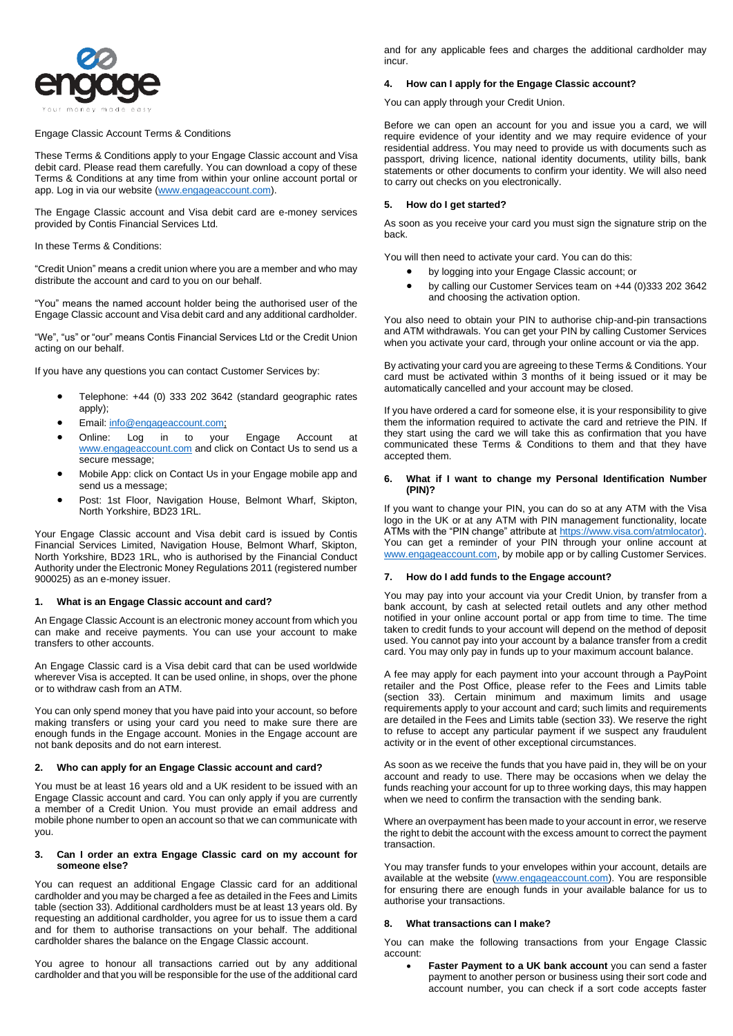Engage Classic Account Terms & Conditions

These Terms & Conditions apply to your Engage Classic account and Visa debit card. Please read them carefully. You can download a copy of these Terms & Conditions at any time from within your online account portal or app. Log in via our website (www.engageaccount.com).

The Engage Classic account and Visa debit card are e-money services provided by Contis Financial Services Ltd.

In these Terms & Conditions:

"Credit Union" means a credit union where you are a member and who may distribute the account and card to you on our behalf.

"You" means the named account holder being the authorised user of the Engage Classic account and Visa debit card and any additional cardholder.

"We", "us" or "our" means Contis Financial Services Ltd or the Credit Union acting on our behalf.

If you have any questions you can contact Customer Services by:

- Telephone: +44 (0) 333 202 3642 (standard geographic rates apply);
- Email: info@engageaccount.com;
- Online: Log in to your Engage Account at www.engageaccount.com and click on Contact Us to send us a secure message;
- Mobile App: click on Contact Us in your Engage mobile app and send us a message;
- Post: 1st Floor, Navigation House, Belmont Wharf, Skipton, North Yorkshire, BD23 1RL.

Your Engage Classic account and Visa debit card is issued by Contis Financial Services Limited, Navigation House, Belmont Wharf, Skipton, North Yorkshire, BD23 1RL, who is authorised by the Financial Conduct Authority under the Electronic Money Regulations 2011 (registered number 900025) as an e-money issuer.

## 1. What is an Engage Classic account and card?

An Engage Classic Account is an electronic money account from which you can make and receive payments. You can use your account to make transfers to other accounts.

An Engage Classic card is a Visa debit card that can be used worldwide wherever Visa is accepted. It can be used online, in shops, over the phone or to withdraw cash from an ATM.

You can only spend money that you have paid into your account, so before making transfers or using your card you need to make sure there are enough funds in the Engage account. Monies in the Engage account are not bank deposits and do not earn interest.

## 2. Who can apply for an Engage Classic account and card?

You must be at least 16 years old and a UK resident to be issued with an Engage Classic account and card. You can only apply if you are currently a member of a Credit Union. You must provide an email address and mobile phone number to open an account so that we can communicate with you.

## 3. Can I order an extra Engage Classic card on my account for someone else?

You can request an additional Engage Classic card for an additional cardholder and you may be charged a fee as detailed in the Fees and Limits table (section 33). Additional cardholders must be at least 13 years old. By requesting an additional cardholder, you agree for us to issue them a card and for them to authorise transactions on your behalf. The additional cardholder shares the balance on the Engage Classic account.

You agree to honour all transactions carried out by any additional cardholder and that you will be responsible for the use of the additional card and for any applicable fees and charges the additional cardholder may incur.

## 4. How can I apply for the Engage Classic account?

You can apply through your Credit Union.

Before we can open an account for you and issue you a card, we will require evidence of your identity and we may require evidence of your residential address. You may need to provide us with documents such as passport, driving licence, national identity documents, utility bills, bank statements or other documents to confirm your identity. We will also need to carry out checks on you electronically.

## 5. How do I get started?

As soon as you receive your card you must sign the signature strip on the back.

You will then need to activate your card. You can do this:

- by logging into your Engage Classic account; or
- by calling our Customer Services team on +44 (0)333 202 3642 and choosing the activation option.

You also need to obtain your PIN to authorise chip-and-pin transactions and ATM withdrawals. You can get your PIN by calling Customer Services when you activate your card, through your online account or via the app.

By activating your card you are agreeing to these Terms & Conditions. Your card must be activated within 3 months of it being issued or it may be automatically cancelled and your account may be closed.

If you have ordered a card for someone else, it is your responsibility to give them the information required to activate the card and retrieve the PIN. If they start using the card we will take this as confirmation that you have communicated these Terms & Conditions to them and that they have accepted them.

## 6. What if I want to change my Personal Identification Number (PIN)?

If you want to change your PIN, you can do so at any ATM with the Visa logo in the UK or at any ATM with PIN management functionality, locate ATMs with the "PIN change" attribute at https://www.visa.com/atmlocator). You can get a reminder of your PIN through your online account at www.engageaccount.com, by mobile app or by calling Customer Services.

## 7. How do I add funds to the Engage account?

You may pay into your account via your Credit Union, by transfer from a bank account, by cash at selected retail outlets and any other method notified in your online account portal or app from time to time. The time taken to credit funds to your account will depend on the method of deposit used. You cannot pay into your account by a balance transfer from a credit card. You may only pay in funds up to your maximum account balance.

A fee may apply for each payment into your account through a PayPoint retailer and the Post Office, please refer to the Fees and Limits table (section 33). Certain minimum and maximum limits and usage requirements apply to your account and card; such limits and requirements are detailed in the Fees and Limits table (section 33). We reserve the right to refuse to accept any particular payment if we suspect any fraudulent activity or in the event of other exceptional circumstances.

As soon as we receive the funds that you have paid in, they will be on your account and ready to use. There may be occasions when we delay the funds reaching your account for up to three working days, this may happen when we need to confirm the transaction with the sending bank.

Where an overpayment has been made to your account in error, we reserve the right to debit the account with the excess amount to correct the payment transaction.

You may transfer funds to your envelopes within your account, details are available at the website (www.engageaccount.com). You are responsible for ensuring there are enough funds in your available balance for us to authorise your transactions.

## 8. What transactions can I make?

You can make the following transactions from your Engage Classic account:

- **Faster Payment to a UK bank account** you can send a faster payment to another person or business using their sort code and account number, you can check if a sort code accepts faster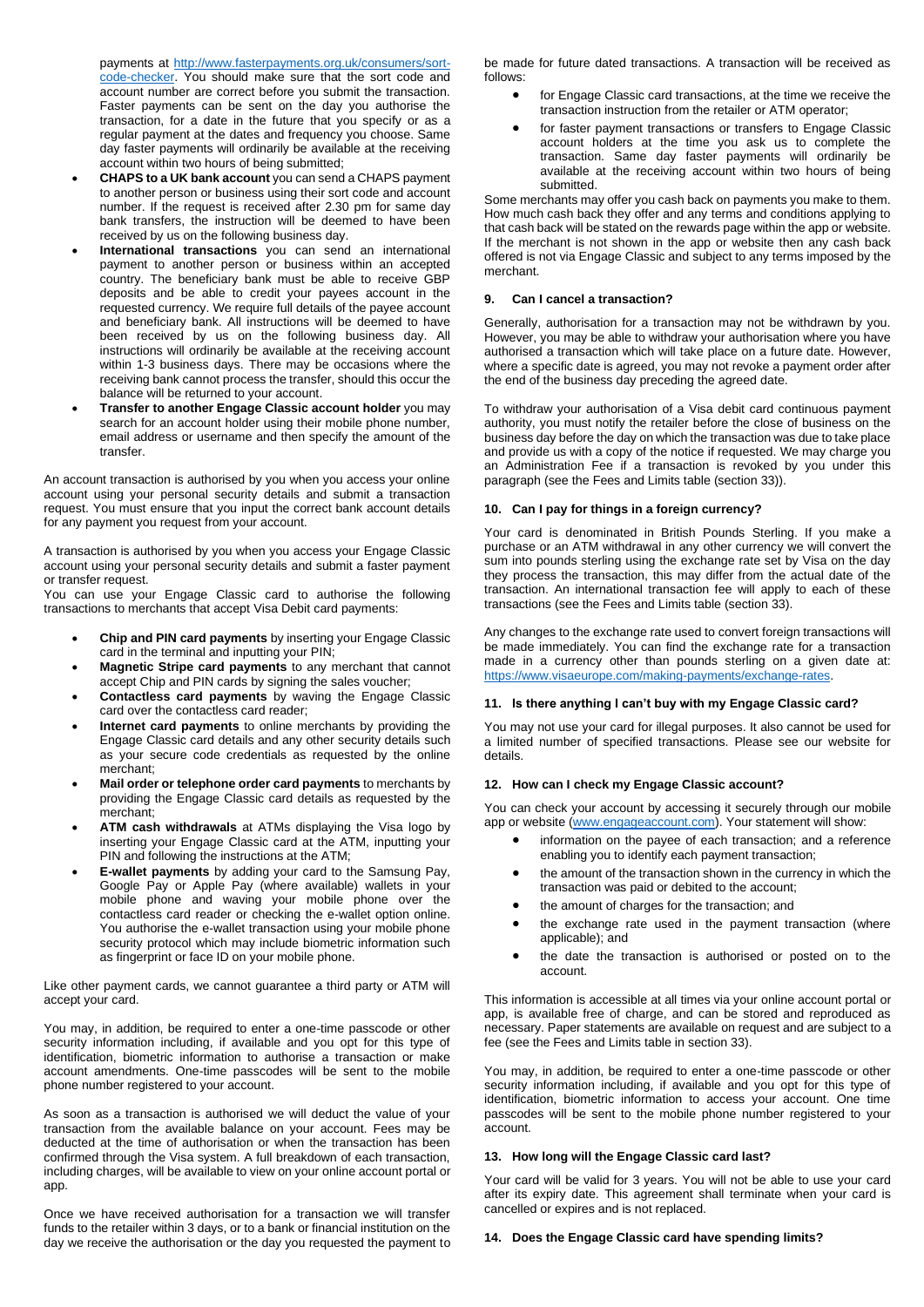payments at [http://www.fasterpayments.org.uk/consumers/sort-code-checker](http://www.fasterpayments.org.uk/consumers/sort-code-checker). You should make sure that the sort code and account number are correct before you submit the transaction. Faster payments can be sent on the day you authorise the transaction, for a date in the future that you specify or as a regular payment at the dates and frequency you choose. Same day faster payments will ordinarily be available at the receiving account within two hours of being submitted;

- **CHAPS to a UK bank account** you can send a CHAPS payment to another person or business using their sort code and account number. If the request is received after 2.30 pm for same day bank transfers, the instruction will be deemed to have been received by us on the following business day.
- **International transactions** you can send an international payment to another person or business within an accepted country. The beneficiary bank must be able to receive GBP deposits and be able to credit your payees account in the requested currency. We require full details of the payee account and beneficiary bank. All instructions will be deemed to have been received by us on the following business day. All instructions will ordinarily be available at the receiving account within 1-3 business days. There may be occasions where the receiving bank cannot process the transfer, should this occur the balance will be returned to your account.
- **Transfer to another Engage Classic account holder** you may search for an account holder using their mobile phone number, email address or username and then specify the amount of the transfer.

An account transaction is authorised by you when you access your online account using your personal security details and submit a transaction request. You must ensure that you input the correct bank account details for any payment you request from your account.

A transaction is authorised by you when you access your Engage Classic account using your personal security details and submit a faster payment or transfer request.

You can use your Engage Classic card to authorise the following transactions to merchants that accept Visa Debit card payments:

- **Chip and PIN card payments** by inserting your Engage Classic card in the terminal and inputting your PIN;
- **Magnetic Stripe card payments** to any merchant that cannot accept Chip and PIN cards by signing the sales voucher;
- **Contactless card payments** by waving the Engage Classic card over the contactless card reader;
- **Internet card payments** to online merchants by providing the Engage Classic card details and any other security details such as your secure code credentials as requested by the online merchant;
- **Mail order or telephone order card payments** to merchants by providing the Engage Classic card details as requested by the merchant;
- **ATM cash withdrawals** at ATMs displaying the Visa logo by inserting your Engage Classic card at the ATM, inputting your PIN and following the instructions at the ATM;
- **E-wallet payments** by adding your card to the Samsung Pay, Google Pay or Apple Pay (where available) wallets in your mobile phone and waving your mobile phone over the contactless card reader or checking the e-wallet option online. You authorise the e-wallet transaction using your mobile phone security protocol which may include biometric information such as fingerprint or face ID on your mobile phone.

Like other payment cards, we cannot guarantee a third party or ATM will accept your card.

You may, in addition, be required to enter a one-time passcode or other security information including, if available and you opt for this type of identification, biometric information to authorise a transaction or make account amendments. One-time passcodes will be sent to the mobile phone number registered to your account.

As soon as a transaction is authorised we will deduct the value of your transaction from the available balance on your account. Fees may be deducted at the time of authorisation or when the transaction has been confirmed through the Visa system. A full breakdown of each transaction, including charges, will be available to view on your online account portal or app.

Once we have received authorisation for a transaction we will transfer funds to the retailer within 3 days, or to a bank or financial institution on the day we receive the authorisation or the day you requested the payment to be made for future dated transactions. A transaction will be received as follows:

- for Engage Classic card transactions, at the time we receive the transaction instruction from the retailer or ATM operator;
- for faster payment transactions or transfers to Engage Classic account holders at the time you ask us to complete the transaction. Same day faster payments will ordinarily be available at the receiving account within two hours of being submitted.

Some merchants may offer you cash back on payments you make to them. How much cash back they offer and any terms and conditions applying to that cash back will be stated on the rewards page within the app or website. If the merchant is not shown in the app or website then any cash back offered is not via Engage Classic and subject to any terms imposed by the merchant.

### 9. Can I cancel a transaction?

Generally, authorisation for a transaction may not be withdrawn by you. However, you may be able to withdraw your authorisation where you have authorised a transaction which will take place on a future date. However, where a specific date is agreed, you may not revoke a payment order after the end of the business day preceding the agreed date.

To withdraw your authorisation of a Visa debit card continuous payment authority, you must notify the retailer before the close of business on the business day before the day on which the transaction was due to take place and provide us with a copy of the notice if requested. We may charge you an Administration Fee if a transaction is revoked by you under this paragraph (see the Fees and Limits table (section 33)).

### 10. Can I pay for things in a foreign currency?

Your card is denominated in British Pounds Sterling. If you make a purchase or an ATM withdrawal in any other currency we will convert the sum into pounds sterling using the exchange rate set by Visa on the day they process the transaction, this may differ from the actual date of the transaction. An international transaction fee will apply to each of these transactions (see the Fees and Limits table (section 33).

Any changes to the exchange rate used to convert foreign transactions will be made immediately. You can find the exchange rate for a transaction made in a currency other than pounds sterling on a given date at: [https://www.visaeurope.com/making-payments/exchange-rates](https://www.visaeurope.com/making-payments/exchange-rates).

### 11. Is there anything I can't buy with my Engage Classic card?

You may not use your card for illegal purposes. It also cannot be used for a limited number of specified transactions. Please see our website for details.

### 12. How can I check my Engage Classic account?

You can check your account by accessing it securely through our mobile app or website ([www.engageaccount.com](www.engageaccount.com)). Your statement will show:

- information on the payee of each transaction; and a reference enabling you to identify each payment transaction;
- the amount of the transaction shown in the currency in which the transaction was paid or debited to the account;
- the amount of charges for the transaction; and
- the exchange rate used in the payment transaction (where applicable); and
- the date the transaction is authorised or posted on to the account.

This information is accessible at all times via your online account portal or app, is available free of charge, and can be stored and reproduced as necessary. Paper statements are available on request and are subject to a fee (see the Fees and Limits table in section 33).

You may, in addition, be required to enter a one-time passcode or other security information including, if available and you opt for this type of identification, biometric information to access your account. One time passcodes will be sent to the mobile phone number registered to your account.

### 13. How long will the Engage Classic card last?

Your card will be valid for 3 years. You will not be able to use your card after its expiry date. This agreement shall terminate when your card is cancelled or expires and is not replaced.

### 14. Does the Engage Classic card have spending limits?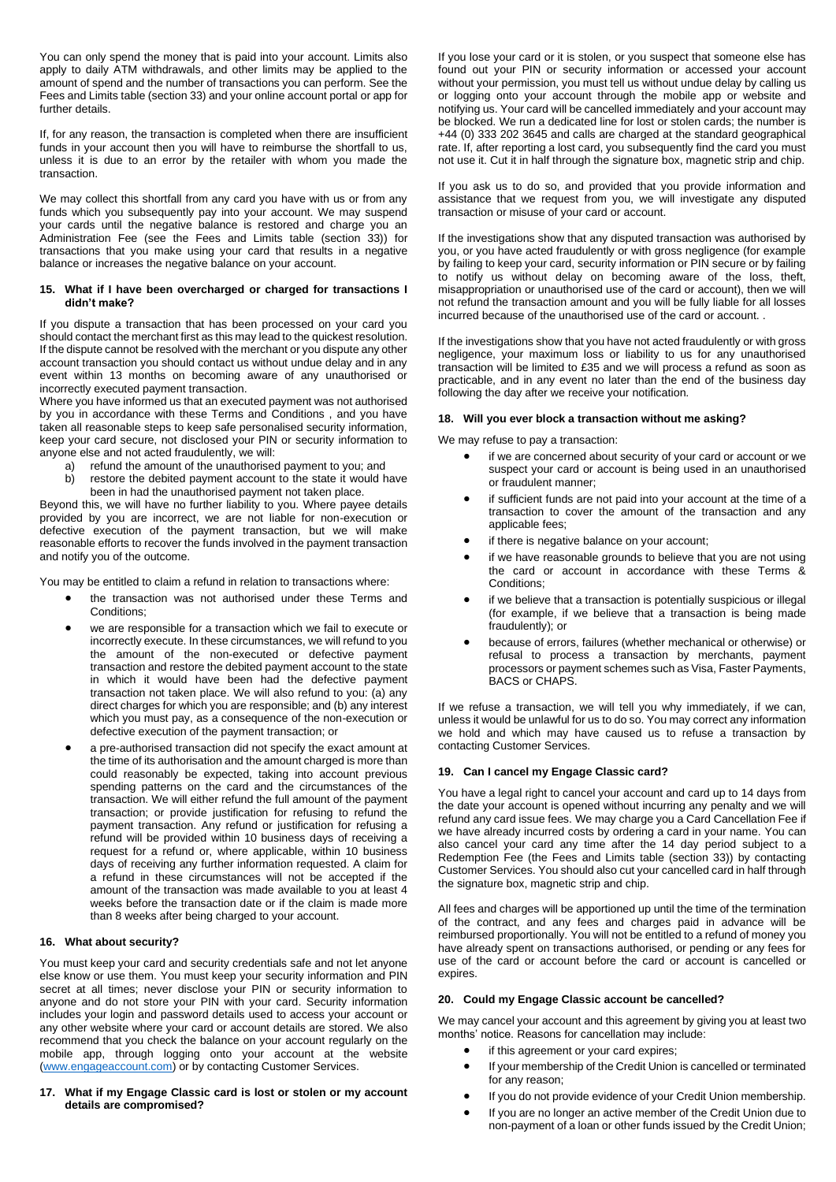You can only spend the money that is paid into your account. Limits also apply to daily ATM withdrawals, and other limits may be applied to the amount of spend and the number of transactions you can perform. See the Fees and Limits table (section 33) and your online account portal or app for further details.

If, for any reason, the transaction is completed when there are insufficient funds in your account then you will have to reimburse the shortfall to us, unless it is due to an error by the retailer with whom you made the transaction.

We may collect this shortfall from any card you have with us or from any funds which you subsequently pay into your account. We may suspend your cards until the negative balance is restored and charge you an Administration Fee (see the Fees and Limits table (section 33)) for transactions that you make using your card that results in a negative balance or increases the negative balance on your account.

### 15. What if I have been overcharged or charged for transactions I didn't make?

If you dispute a transaction that has been processed on your card you should contact the merchant first as this may lead to the quickest resolution. If the dispute cannot be resolved with the merchant or you dispute any other account transaction you should contact us without undue delay and in any event within 13 months on becoming aware of any unauthorised or incorrectly executed payment transaction.

Where you have informed us that an executed payment was not authorised by you in accordance with these Terms and Conditions , and you have taken all reasonable steps to keep safe personalised security information, keep your card secure, not disclosed your PIN or security information to anyone else and not acted fraudulently, we will:

a) refund the amount of the unauthorised payment to you; and
b) restore the debited payment account to the state it would have been in had the unauthorised payment not taken place.

Beyond this, we will have no further liability to you. Where payee details provided by you are incorrect, we are not liable for non-execution or defective execution of the payment transaction, but we will make reasonable efforts to recover the funds involved in the payment transaction and notify you of the outcome.

You may be entitled to claim a refund in relation to transactions where:

- the transaction was not authorised under these Terms and Conditions;
- we are responsible for a transaction which we fail to execute or incorrectly execute. In these circumstances, we will refund to you the amount of the non-executed or defective payment transaction and restore the debited payment account to the state in which it would have been had the defective payment transaction not taken place. We will also refund to you: (a) any direct charges for which you are responsible; and (b) any interest which you must pay, as a consequence of the non-execution or defective execution of the payment transaction; or
- a pre-authorised transaction did not specify the exact amount at the time of its authorisation and the amount charged is more than could reasonably be expected, taking into account previous spending patterns on the card and the circumstances of the transaction. We will either refund the full amount of the payment transaction; or provide justification for refusing to refund the payment transaction. Any refund or justification for refusing a refund will be provided within 10 business days of receiving a request for a refund or, where applicable, within 10 business days of receiving any further information requested. A claim for a refund in these circumstances will not be accepted if the amount of the transaction was made available to you at least 4 weeks before the transaction date or if the claim is made more than 8 weeks after being charged to your account.

### 16. What about security?

You must keep your card and security credentials safe and not let anyone else know or use them. You must keep your security information and PIN secret at all times; never disclose your PIN or security information to anyone and do not store your PIN with your card. Security information includes your login and password details used to access your account or any other website where your card or account details are stored. We also recommend that you check the balance on your account regularly on the mobile app, through logging onto your account at the website (www.engageaccount.com) or by contacting Customer Services.

### 17. What if my Engage Classic card is lost or stolen or my account details are compromised?

If you lose your card or it is stolen, or you suspect that someone else has found out your PIN or security information or accessed your account without your permission, you must tell us without undue delay by calling us or logging onto your account through the mobile app or website and notifying us. Your card will be cancelled immediately and your account may be blocked. We run a dedicated line for lost or stolen cards; the number is +44 (0) 333 202 3645 and calls are charged at the standard geographical rate. If, after reporting a lost card, you subsequently find the card you must not use it. Cut it in half through the signature box, magnetic strip and chip.

If you ask us to do so, and provided that you provide information and assistance that we request from you, we will investigate any disputed transaction or misuse of your card or account.

If the investigations show that any disputed transaction was authorised by you, or you have acted fraudulently or with gross negligence (for example by failing to keep your card, security information or PIN secure or by failing to notify us without delay on becoming aware of the loss, theft, misappropriation or unauthorised use of the card or account), then we will not refund the transaction amount and you will be fully liable for all losses incurred because of the unauthorised use of the card or account. .

If the investigations show that you have not acted fraudulently or with gross negligence, your maximum loss or liability to us for any unauthorised transaction will be limited to £35 and we will process a refund as soon as practicable, and in any event no later than the end of the business day following the day after we receive your notification.

### 18. Will you ever block a transaction without me asking?

We may refuse to pay a transaction:

- if we are concerned about security of your card or account or we suspect your card or account is being used in an unauthorised or fraudulent manner;
- if sufficient funds are not paid into your account at the time of a transaction to cover the amount of the transaction and any applicable fees;
- if there is negative balance on your account;
- if we have reasonable grounds to believe that you are not using the card or account in accordance with these Terms & Conditions;
- if we believe that a transaction is potentially suspicious or illegal (for example, if we believe that a transaction is being made fraudulently); or
- because of errors, failures (whether mechanical or otherwise) or refusal to process a transaction by merchants, payment processors or payment schemes such as Visa, Faster Payments, BACS or CHAPS.

If we refuse a transaction, we will tell you why immediately, if we can, unless it would be unlawful for us to do so. You may correct any information we hold and which may have caused us to refuse a transaction by contacting Customer Services.

### 19. Can I cancel my Engage Classic card?

You have a legal right to cancel your account and card up to 14 days from the date your account is opened without incurring any penalty and we will refund any card issue fees. We may charge you a Card Cancellation Fee if we have already incurred costs by ordering a card in your name. You can also cancel your card any time after the 14 day period subject to a Redemption Fee (the Fees and Limits table (section 33)) by contacting Customer Services. You should also cut your cancelled card in half through the signature box, magnetic strip and chip.

All fees and charges will be apportioned up until the time of the termination of the contract, and any fees and charges paid in advance will be reimbursed proportionally. You will not be entitled to a refund of money you have already spent on transactions authorised, or pending or any fees for use of the card or account before the card or account is cancelled or expires.

### 20. Could my Engage Classic account be cancelled?

We may cancel your account and this agreement by giving you at least two months' notice. Reasons for cancellation may include:

- if this agreement or your card expires;
- If your membership of the Credit Union is cancelled or terminated for any reason;
- If you do not provide evidence of your Credit Union membership.
- If you are no longer an active member of the Credit Union due to non-payment of a loan or other funds issued by the Credit Union;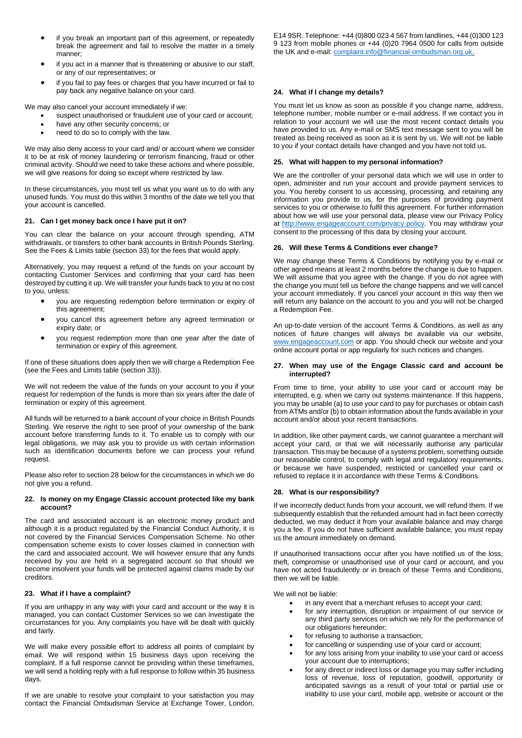- if you break an important part of this agreement, or repeatedly break the agreement and fail to resolve the matter in a timely manner;
- if you act in a manner that is threatening or abusive to our staff, or any of our representatives; or
- if you fail to pay fees or charges that you have incurred or fail to pay back any negative balance on your card.

We may also cancel your account immediately if we:

- suspect unauthorised or fraudulent use of your card or account;
- have any other security concerns; or
- need to do so to comply with the law.

We may also deny access to your card and/ or account where we consider it to be at risk of money laundering or terrorism financing, fraud or other criminal activity. Should we need to take these actions and where possible, we will give reasons for doing so except where restricted by law.

In these circumstances, you must tell us what you want us to do with any unused funds. You must do this within 3 months of the date we tell you that your account is cancelled.

#### 21. Can I get money back once I have put it on?

You can clear the balance on your account through spending, ATM withdrawals, or transfers to other bank accounts in British Pounds Sterling. See the Fees & Limits table (section 33) for the fees that would apply.

Alternatively, you may request a refund of the funds on your account by contacting Customer Services and confirming that your card has been destroyed by cutting it up. We will transfer your funds back to you at no cost to you, unless:

- you are requesting redemption before termination or expiry of this agreement;
- you cancel this agreement before any agreed termination or expiry date; or
- you request redemption more than one year after the date of termination or expiry of this agreement.

If one of these situations does apply then we will charge a Redemption Fee (see the Fees and Limits table (section 33)).

We will not redeem the value of the funds on your account to you if your request for redemption of the funds is more than six years after the date of termination or expiry of this agreement.

All funds will be returned to a bank account of your choice in British Pounds Sterling. We reserve the right to see proof of your ownership of the bank account before transferring funds to it. To enable us to comply with our legal obligations, we may ask you to provide us with certain information such as identification documents before we can process your refund request.

Please also refer to section 28 below for the circumstances in which we do not give you a refund.

#### 22. Is money on my Engage Classic account protected like my bank account?

The card and associated account is an electronic money product and although it is a product regulated by the Financial Conduct Authority, it is not covered by the Financial Services Compensation Scheme. No other compensation scheme exists to cover losses claimed in connection with the card and associated account. We will however ensure that any funds received by you are held in a segregated account so that should we become insolvent your funds will be protected against claims made by our creditors.

#### 23. What if I have a complaint?

If you are unhappy in any way with your card and account or the way it is managed, you can contact Customer Services so we can investigate the circumstances for you. Any complaints you have will be dealt with quickly and fairly.

We will make every possible effort to address all points of complaint by email. We will respond within 15 business days upon receiving the complaint. If a full response cannot be providing within these timeframes, we will send a holding reply with a full response to follow within 35 business days.

If we are unable to resolve your complaint to your satisfaction you may contact the Financial Ombudsman Service at Exchange Tower, London, E14 9SR. Telephone: +44 (0)800 023 4 567 from landlines, +44 (0)300 123 9 123 from mobile phones or +44 (0)20 7964 0500 for calls from outside the UK and e-mail: complaint.info@financial-ombudsman.org.uk.

#### 24. What if I change my details?

You must let us know as soon as possible if you change name, address, telephone number, mobile number or e-mail address. If we contact you in relation to your account we will use the most recent contact details you have provided to us. Any e-mail or SMS text message sent to you will be treated as being received as soon as it is sent by us. We will not be liable to you if your contact details have changed and you have not told us.

#### 25. What will happen to my personal information?

We are the controller of your personal data which we will use in order to open, administer and run your account and provide payment services to you. You hereby consent to us accessing, processing, and retaining any information you provide to us, for the purposes of providing payment services to you or otherwise to fulfil this agreement. For further information about how we will use your personal data, please view our Privacy Policy at http://www.engageaccount.com/privacy-policy. You may withdraw your consent to the processing of this data by closing your account.

#### 26. Will these Terms & Conditions ever change?

We may change these Terms & Conditions by notifying you by e-mail or other agreed means at least 2 months before the change is due to happen. We will assume that you agree with the change. If you do not agree with the change you must tell us before the change happens and we will cancel your account immediately. If you cancel your account in this way then we will return any balance on the account to you and you will not be charged a Redemption Fee.

An up-to-date version of the account Terms & Conditions, as well as any notices of future changes will always be available via our website, www.engageaccount.com or app. You should check our website and your online account portal or app regularly for such notices and changes.

#### 27. When may use of the Engage Classic card and account be interrupted?

From time to time, your ability to use your card or account may be interrupted, e.g. when we carry out systems maintenance. If this happens, you may be unable (a) to use your card to pay for purchases or obtain cash from ATMs and/or (b) to obtain information about the funds available in your account and/or about your recent transactions.

In addition, like other payment cards, we cannot guarantee a merchant will accept your card, or that we will necessarily authorise any particular transaction. This may be because of a systems problem, something outside our reasonable control, to comply with legal and regulatory requirements, or because we have suspended, restricted or cancelled your card or refused to replace it in accordance with these Terms & Conditions.

#### 28. What is our responsibility?

If we incorrectly deduct funds from your account, we will refund them. If we subsequently establish that the refunded amount had in fact been correctly deducted, we may deduct it from your available balance and may charge you a fee. If you do not have sufficient available balance, you must repay us the amount immediately on demand.

If unauthorised transactions occur after you have notified us of the loss, theft, compromise or unauthorised use of your card or account, and you have not acted fraudulently or in breach of these Terms and Conditions, then we will be liable.

We will not be liable:

- in any event that a merchant refuses to accept your card;
- for any interruption, disruption or impairment of our service or any third party services on which we rely for the performance of our obligations hereunder;
- for refusing to authorise a transaction;
- for cancelling or suspending use of your card or account;
- for any loss arising from your inability to use your card or access your account due to interruptions;
- for any direct or indirect loss or damage you may suffer including loss of revenue, loss of reputation, goodwill, opportunity or anticipated savings as a result of your total or partial use or inability to use your card, mobile app, website or account or the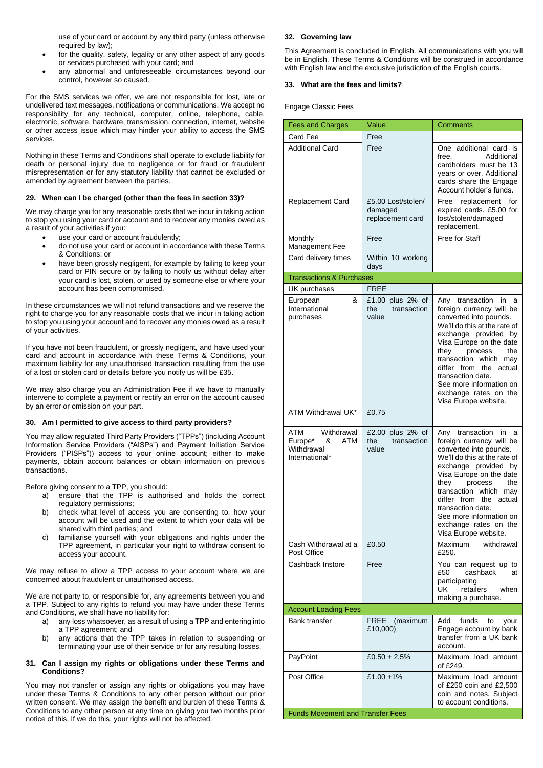- use of your card or account by any third party (unless otherwise required by law);
- for the quality, safety, legality or any other aspect of any goods or services purchased with your card; and
- any abnormal and unforeseeable circumstances beyond our control, however so caused.

For the SMS services we offer, we are not responsible for lost, late or undelivered text messages, notifications or communications. We accept no responsibility for any technical, computer, online, telephone, cable, electronic, software, hardware, transmission, connection, internet, website or other access issue which may hinder your ability to access the SMS services.

Nothing in these Terms and Conditions shall operate to exclude liability for death or personal injury due to negligence or for fraud or fraudulent misrepresentation or for any statutory liability that cannot be excluded or amended by agreement between the parties.

### 29. When can I be charged (other than the fees in section 33)?

We may charge you for any reasonable costs that we incur in taking action to stop you using your card or account and to recover any monies owed as a result of your activities if you:

- use your card or account fraudulently;
- do not use your card or account in accordance with these Terms & Conditions; or
- have been grossly negligent, for example by failing to keep your card or PIN secure or by failing to notify us without delay after your card is lost, stolen, or used by someone else or where your account has been compromised.

In these circumstances we will not refund transactions and we reserve the right to charge you for any reasonable costs that we incur in taking action to stop you using your account and to recover any monies owed as a result of your activities.

If you have not been fraudulent, or grossly negligent, and have used your card and account in accordance with these Terms & Conditions, your maximum liability for any unauthorised transaction resulting from the use of a lost or stolen card or details before you notify us will be £35.

We may also charge you an Administration Fee if we have to manually intervene to complete a payment or rectify an error on the account caused by an error or omission on your part.

### 30. Am I permitted to give access to third party providers?

You may allow regulated Third Party Providers ("TPPs") (including Account Information Service Providers ("AISPs") and Payment Initiation Service Providers ("PISPs")) access to your online account; either to make payments, obtain account balances or obtain information on previous transactions.

Before giving consent to a TPP, you should:

a) ensure that the TPP is authorised and holds the correct regulatory permissions;
b) check what level of access you are consenting to, how your account will be used and the extent to which your data will be shared with third parties; and
c) familiarise yourself with your obligations and rights under the TPP agreement, in particular your right to withdraw consent to access your account.

We may refuse to allow a TPP access to your account where we are concerned about fraudulent or unauthorised access.

We are not party to, or responsible for, any agreements between you and a TPP. Subject to any rights to refund you may have under these Terms and Conditions, we shall have no liability for:

a) any loss whatsoever, as a result of using a TPP and entering into a TPP agreement; and
b) any actions that the TPP takes in relation to suspending or terminating your use of their service or for any resulting losses.

### 31. Can I assign my rights or obligations under these Terms and Conditions?

You may not transfer or assign any rights or obligations you may have under these Terms & Conditions to any other person without our prior written consent. We may assign the benefit and burden of these Terms & Conditions to any other person at any time on giving you two months prior notice of this. If we do this, your rights will not be affected.

### 32. Governing law

This Agreement is concluded in English. All communications with you will be in English. These Terms & Conditions will be construed in accordance with English law and the exclusive jurisdiction of the English courts.

### 33. What are the fees and limits?

Engage Classic Fees

| Fees and Charges | Value | Comments |
|---|---|---|
| Card Fee | Free | |
| Additional Card | Free | One additional card is free. Additional cardholders must be 13 years or over. Additional cards share the Engage Account holder's funds. |
| Replacement Card | £5.00 Lost/stolen/damaged replacement card | Free replacement for expired cards. £5.00 for lost/stolen/damaged replacement. |
| Monthly Management Fee | Free | Free for Staff |
| Card delivery times | Within 10 working days | |
| **Transactions & Purchases** | | |
| UK purchases | FREE | |
| European & International purchases | £1.00 plus 2% of the transaction value | Any transaction in a foreign currency will be converted into pounds. We'll do this at the rate of exchange provided by Visa Europe on the date they process the transaction which may differ from the actual transaction date. See more information on exchange rates on the Visa Europe website. |
| ATM Withdrawal UK* | £0.75 | |
| ATM Withdrawal Europe* & ATM Withdrawal International* | £2.00 plus 2% of the transaction value | Any transaction in a foreign currency will be converted into pounds. We'll do this at the rate of exchange provided by Visa Europe on the date they process the transaction which may differ from the actual transaction date. See more information on exchange rates on the Visa Europe website. |
| Cash Withdrawal at a Post Office | £0.50 | Maximum withdrawal £250. |
| Cashback Instore | Free | You can request up to £50 cashback at participating UK retailers when making a purchase. |
| **Account Loading Fees** | | |
| Bank transfer | FREE (maximum £10,000) | Add funds to your Engage account by bank transfer from a UK bank account. |
| PayPoint | £0.50 + 2.5% | Maximum load amount of £249. |
| Post Office | £1.00 +1% | Maximum load amount of £250 coin and £2,500 coin and notes. Subject to account conditions. |
| **Funds Movement and Transfer Fees** | | |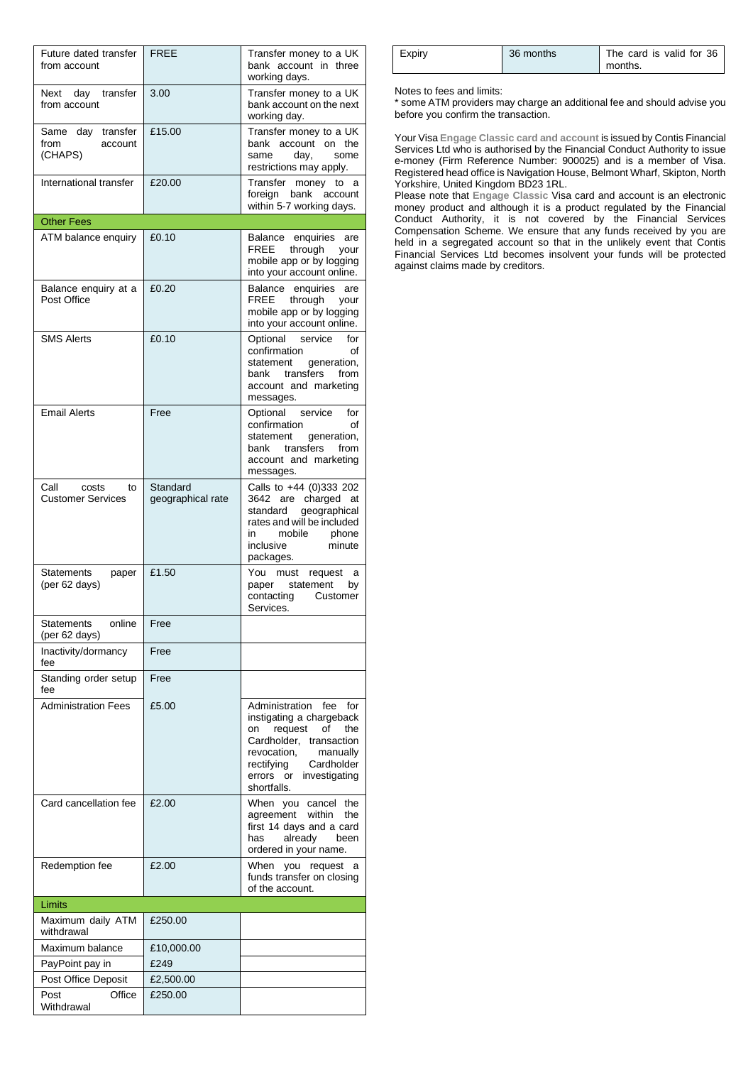| | | |
|---|---|---|
| Future dated transfer from account | FREE | Transfer money to a UK bank account in three working days. |
| Next day transfer from account | 3.00 | Transfer money to a UK bank account on the next working day. |
| Same day transfer from account (CHAPS) | £15.00 | Transfer money to a UK bank account on the same day, some restrictions may apply. |
| International transfer | £20.00 | Transfer money to a foreign bank account within 5-7 working days. |
| **Other Fees** | | |
| ATM balance enquiry | £0.10 | Balance enquiries are FREE through your mobile app or by logging into your account online. |
| Balance enquiry at a Post Office | £0.20 | Balance enquiries are FREE through your mobile app or by logging into your account online. |
| SMS Alerts | £0.10 | Optional service for confirmation of statement generation, bank transfers from account and marketing messages. |
| Email Alerts | Free | Optional service for confirmation of statement generation, bank transfers from account and marketing messages. |
| Call costs to Customer Services | Standard geographical rate | Calls to +44 (0)333 202 3642 are charged at standard geographical rates and will be included in mobile phone inclusive minute packages. |
| Statements paper (per 62 days) | £1.50 | You must request a paper statement by contacting Customer Services. |
| Statements online (per 62 days) | Free | |
| Inactivity/dormancy fee | Free | |
| Standing order setup fee | Free | |
| Administration Fees | £5.00 | Administration fee for instigating a chargeback on request of the Cardholder, transaction revocation, manually rectifying Cardholder errors or investigating shortfalls. |
| Card cancellation fee | £2.00 | When you cancel the agreement within the first 14 days and a card has already been ordered in your name. |
| Redemption fee | £2.00 | When you request a funds transfer on closing of the account. |
| **Limits** | | |
| Maximum daily ATM withdrawal | £250.00 | |
| Maximum balance | £10,000.00 | |
| PayPoint pay in | £249 | |
| Post Office Deposit | £2,500.00 | |
| Post Office Withdrawal | £250.00 | |
| Expiry | 36 months | The card is valid for 36 months. |

Notes to fees and limits:
* some ATM providers may charge an additional fee and should advise you before you confirm the transaction.

Your Visa **Engage Classic card and account** is issued by Contis Financial Services Ltd who is authorised by the Financial Conduct Authority to issue e-money (Firm Reference Number: 900025) and is a member of Visa. Registered head office is Navigation House, Belmont Wharf, Skipton, North Yorkshire, United Kingdom BD23 1RL.
Please note that **Engage Classic** Visa card and account is an electronic money product and although it is a product regulated by the Financial Conduct Authority, it is not covered by the Financial Services Compensation Scheme. We ensure that any funds received by you are held in a segregated account so that in the unlikely event that Contis Financial Services Ltd becomes insolvent your funds will be protected against claims made by creditors.